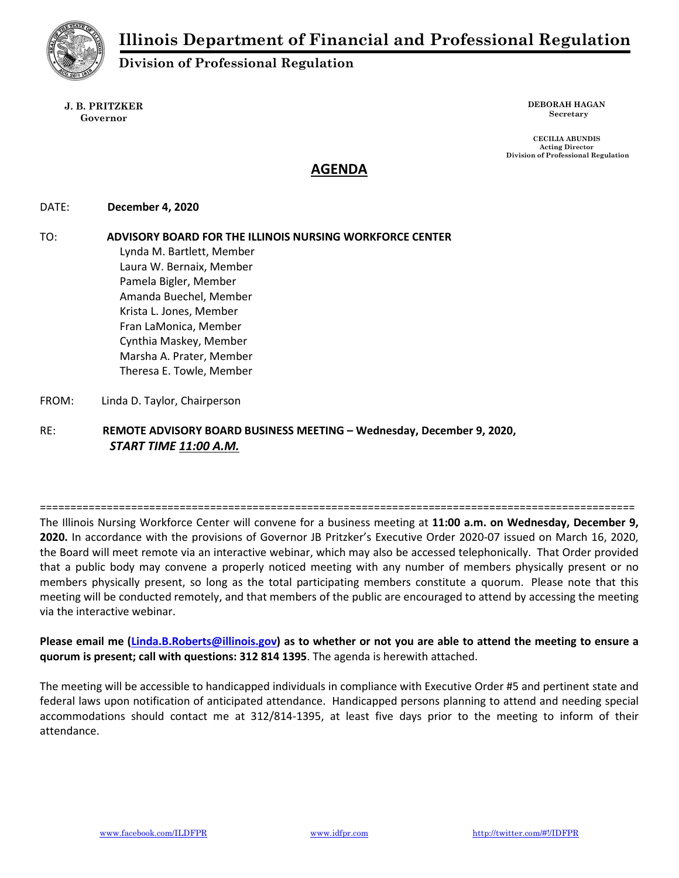# Illinois Department of Financial and Professional Regulation

## Division of Professional Regulation

**J. B. PRITZKER**
**Governor**

**DEBORAH HAGAN**
**Secretary**

**CECILIA ABUNDIS**
**Acting Director**
**Division of Professional Regulation**

## AGENDA

DATE: **December 4, 2020**

TO: **ADVISORY BOARD FOR THE ILLINOIS NURSING WORKFORCE CENTER**
Lynda M. Bartlett, Member
Laura W. Bernaix, Member
Pamela Bigler, Member
Amanda Buechel, Member
Krista L. Jones, Member
Fran LaMonica, Member
Cynthia Maskey, Member
Marsha A. Prater, Member
Theresa E. Towle, Member

FROM: Linda D. Taylor, Chairperson

RE: **REMOTE ADVISORY BOARD BUSINESS MEETING – Wednesday, December 9, 2020,** ***START TIME 11:00 A.M.***

==================================================================================================

The Illinois Nursing Workforce Center will convene for a business meeting at **11:00 a.m. on Wednesday, December 9, 2020.** In accordance with the provisions of Governor JB Pritzker's Executive Order 2020-07 issued on March 16, 2020, the Board will meet remote via an interactive webinar, which may also be accessed telephonically. That Order provided that a public body may convene a properly noticed meeting with any number of members physically present or no members physically present, so long as the total participating members constitute a quorum. Please note that this meeting will be conducted remotely, and that members of the public are encouraged to attend by accessing the meeting via the interactive webinar.

**Please email me (Linda.B.Roberts@illinois.gov) as to whether or not you are able to attend the meeting to ensure a quorum is present; call with questions: 312 814 1395**. The agenda is herewith attached.

The meeting will be accessible to handicapped individuals in compliance with Executive Order #5 and pertinent state and federal laws upon notification of anticipated attendance. Handicapped persons planning to attend and needing special accommodations should contact me at 312/814-1395, at least five days prior to the meeting to inform of their attendance.

www.facebook.com/ILDFPR www.idfpr.com http://twitter.com/#!/IDFPR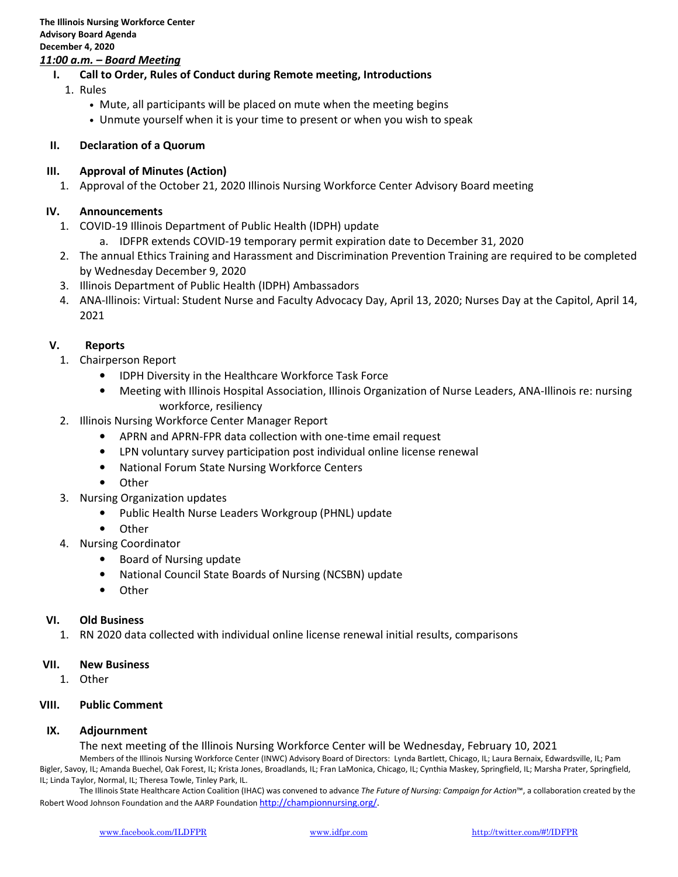**The Illinois Nursing Workforce Center**
**Advisory Board Agenda**
**December 4, 2020**
***11:00 a.m. – Board Meeting***

## I. Call to Order, Rules of Conduct during Remote meeting, Introductions

1. Rules
   - Mute, all participants will be placed on mute when the meeting begins
   - Unmute yourself when it is your time to present or when you wish to speak

## II. Declaration of a Quorum

## III. Approval of Minutes (Action)

1. Approval of the October 21, 2020 Illinois Nursing Workforce Center Advisory Board meeting

## IV. Announcements

1. COVID-19 Illinois Department of Public Health (IDPH) update
   a. IDFPR extends COVID-19 temporary permit expiration date to December 31, 2020
2. The annual Ethics Training and Harassment and Discrimination Prevention Training are required to be completed by Wednesday December 9, 2020
3. Illinois Department of Public Health (IDPH) Ambassadors
4. ANA-Illinois: Virtual: Student Nurse and Faculty Advocacy Day, April 13, 2020; Nurses Day at the Capitol, April 14, 2021

## V. Reports

1. Chairperson Report
   - IDPH Diversity in the Healthcare Workforce Task Force
   - Meeting with Illinois Hospital Association, Illinois Organization of Nurse Leaders, ANA-Illinois re: nursing workforce, resiliency
2. Illinois Nursing Workforce Center Manager Report
   - APRN and APRN-FPR data collection with one-time email request
   - LPN voluntary survey participation post individual online license renewal
   - National Forum State Nursing Workforce Centers
   - Other
3. Nursing Organization updates
   - Public Health Nurse Leaders Workgroup (PHNL) update
   - Other
4. Nursing Coordinator
   - Board of Nursing update
   - National Council State Boards of Nursing (NCSBN) update
   - Other

## VI. Old Business

1. RN 2020 data collected with individual online license renewal initial results, comparisons

## VII. New Business

1. Other

## VIII. Public Comment

## IX. Adjournment

The next meeting of the Illinois Nursing Workforce Center will be Wednesday, February 10, 2021

Members of the Illinois Nursing Workforce Center (INWC) Advisory Board of Directors: Lynda Bartlett, Chicago, IL; Laura Bernaix, Edwardsville, IL; Pam Bigler, Savoy, IL; Amanda Buechel, Oak Forest, IL; Krista Jones, Broadlands, IL; Fran LaMonica, Chicago, IL; Cynthia Maskey, Springfield, IL; Marsha Prater, Springfield, IL; Linda Taylor, Normal, IL; Theresa Towle, Tinley Park, IL.

The Illinois State Healthcare Action Coalition (IHAC) was convened to advance *The Future of Nursing: Campaign for Action*™, a collaboration created by the Robert Wood Johnson Foundation and the AARP Foundation http://championnursing.org/.

www.facebook.com/ILDFPR www.idfpr.com http://twitter.com/#!/IDFPR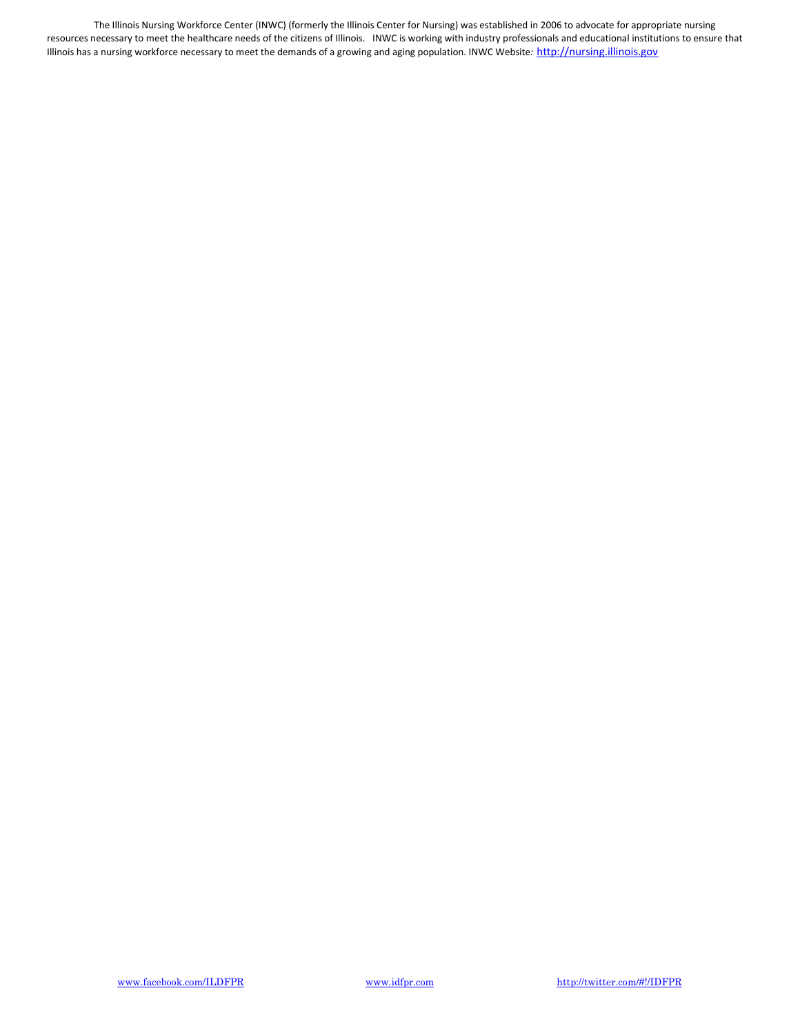The Illinois Nursing Workforce Center (INWC) (formerly the Illinois Center for Nursing) was established in 2006 to advocate for appropriate nursing resources necessary to meet the healthcare needs of the citizens of Illinois. INWC is working with industry professionals and educational institutions to ensure that Illinois has a nursing workforce necessary to meet the demands of a growing and aging population. INWC Website: http://nursing.illinois.gov

www.facebook.com/ILDFPR www.idfpr.com http://twitter.com/#!/IDFPR